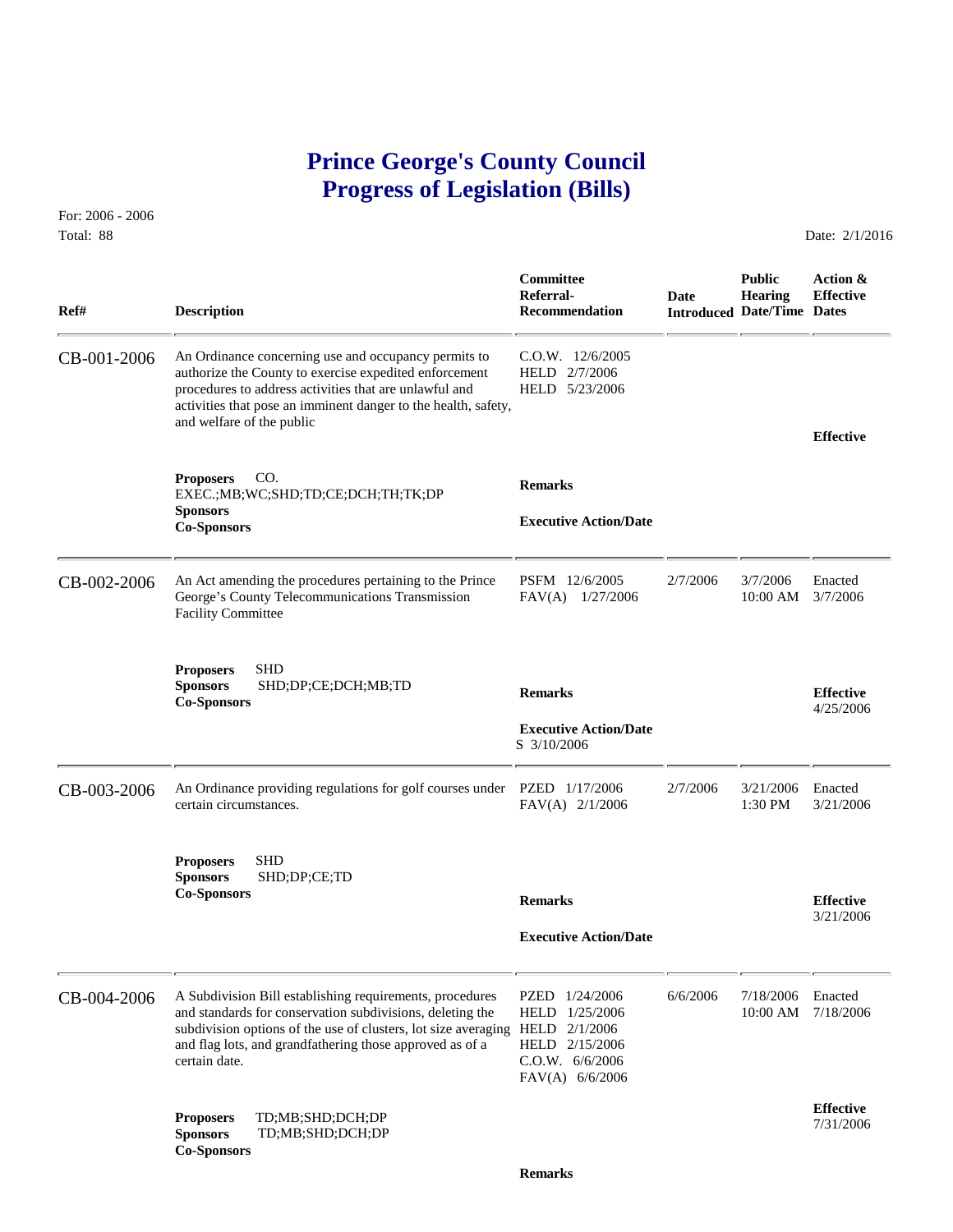# Prince George's County Council
# Progress of Legislation (Bills)

For: 2006 - 2006
Total: 88

Date: 2/1/2016

| Ref# | Description | Committee Referral-Recommendation | Date Introduced | Public Hearing Date/Time | Action & Effective Dates |
|---|---|---|---|---|---|
| CB-001-2006 | An Ordinance concerning use and occupancy permits to authorize the County to exercise expedited enforcement procedures to address activities that are unlawful and activities that pose an imminent danger to the health, safety, and welfare of the public | C.O.W. 12/6/2005<br>HELD 2/7/2006<br>HELD 5/23/2006 | | | Effective |
| | **Proposers** CO. EXEC.;MB;WC;SHD;TD;CE;DCH;TH;TK;DP<br>**Sponsors**<br>**Co-Sponsors** | **Remarks**<br><br>**Executive Action/Date** | | | |
| CB-002-2006 | An Act amending the procedures pertaining to the Prince George's County Telecommunications Transmission Facility Committee | PSFM 12/6/2005<br>FAV(A) 1/27/2006 | 2/7/2006 | 3/7/2006 10:00 AM | Enacted 3/7/2006 |
| | **Proposers** SHD<br>**Sponsors** SHD;DP;CE;DCH;MB;TD<br>**Co-Sponsors** | **Remarks**<br><br>**Executive Action/Date**<br>S 3/10/2006 | | | **Effective** 4/25/2006 |
| CB-003-2006 | An Ordinance providing regulations for golf courses under certain circumstances. | PZED 1/17/2006<br>FAV(A) 2/1/2006 | 2/7/2006 | 3/21/2006 1:30 PM | Enacted 3/21/2006 |
| | **Proposers** SHD<br>**Sponsors** SHD;DP;CE;TD<br>**Co-Sponsors** | **Remarks**<br><br>**Executive Action/Date** | | | **Effective** 3/21/2006 |
| CB-004-2006 | A Subdivision Bill establishing requirements, procedures and standards for conservation subdivisions, deleting the subdivision options of the use of clusters, lot size averaging and flag lots, and grandfathering those approved as of a certain date. | PZED 1/24/2006<br>HELD 1/25/2006<br>HELD 2/1/2006<br>HELD 2/15/2006<br>C.O.W. 6/6/2006<br>FAV(A) 6/6/2006 | 6/6/2006 | 7/18/2006 10:00 AM | Enacted 7/18/2006 |
| | **Proposers** TD;MB;SHD;DCH;DP<br>**Sponsors** TD;MB;SHD;DCH;DP<br>**Co-Sponsors** | **Remarks** | | | **Effective** 7/31/2006 |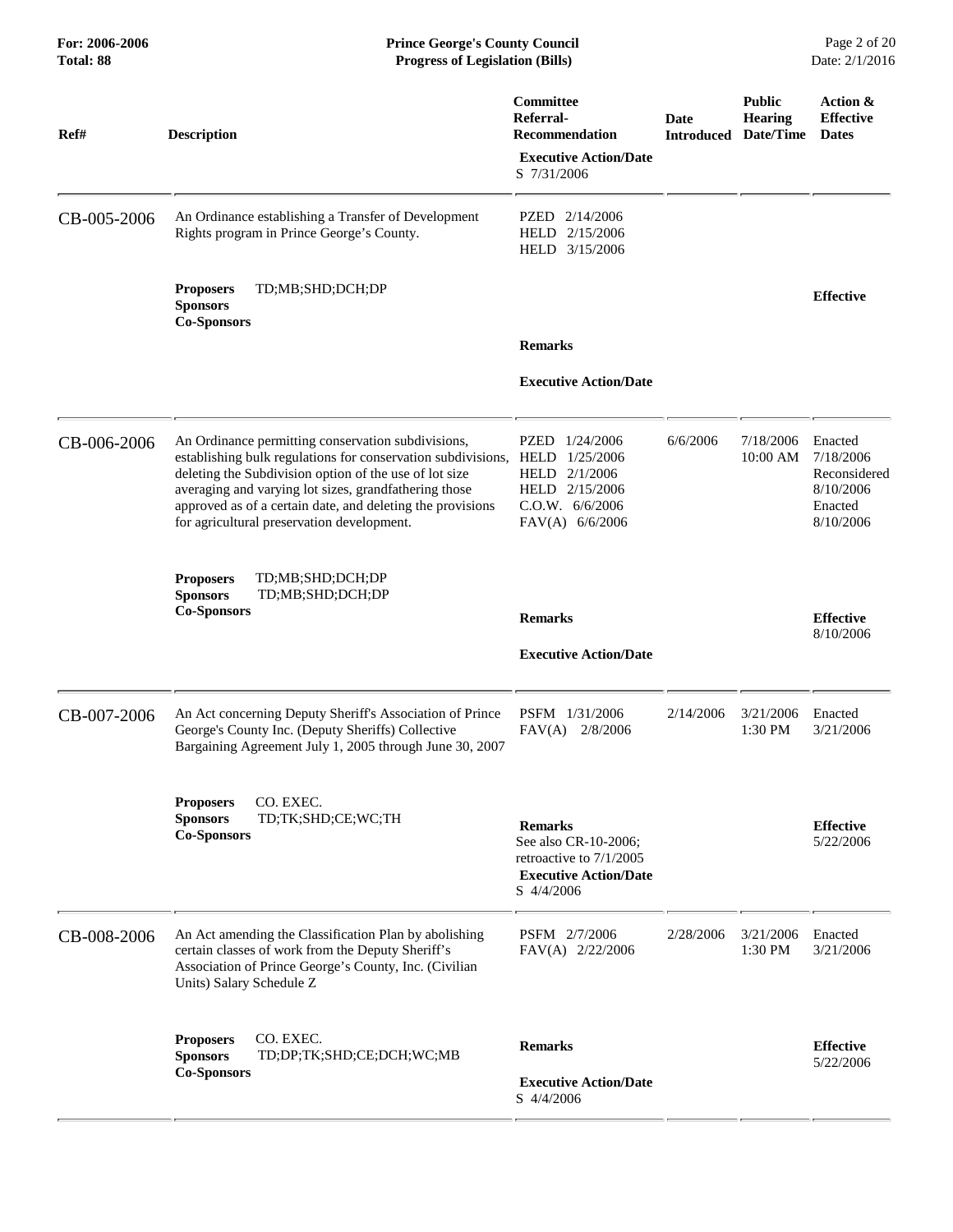| Ref# | Description | Committee Referral-Recommendation | Date Introduced | Public Hearing Date/Time | Action & Effective Dates |
|---|---|---|---|---|---|
| | | **Executive Action/Date** S 7/31/2006 | | | |
| CB-005-2006 | An Ordinance establishing a Transfer of Development Rights program in Prince George's County. | PZED 2/14/2006 HELD 2/15/2006 HELD 3/15/2006 | | | |
| | **Proposers** TD;MB;SHD;DCH;DP **Sponsors** **Co-Sponsors** | **Remarks** **Executive Action/Date** | | | **Effective** |
| CB-006-2006 | An Ordinance permitting conservation subdivisions, establishing bulk regulations for conservation subdivisions, deleting the Subdivision option of the use of lot size averaging and varying lot sizes, grandfathering those approved as of a certain date, and deleting the provisions for agricultural preservation development. | PZED 1/24/2006 HELD 1/25/2006 HELD 2/1/2006 HELD 2/15/2006 C.O.W. 6/6/2006 FAV(A) 6/6/2006 | 6/6/2006 | 7/18/2006 10:00 AM | Enacted 7/18/2006 Reconsidered 8/10/2006 Enacted 8/10/2006 |
| | **Proposers** TD;MB;SHD;DCH;DP **Sponsors** TD;MB;SHD;DCH;DP **Co-Sponsors** | **Remarks** **Executive Action/Date** | | | **Effective** 8/10/2006 |
| CB-007-2006 | An Act concerning Deputy Sheriff's Association of Prince George's County Inc. (Deputy Sheriffs) Collective Bargaining Agreement July 1, 2005 through June 30, 2007 | PSFM 1/31/2006 FAV(A) 2/8/2006 | 2/14/2006 | 3/21/2006 1:30 PM | Enacted 3/21/2006 |
| | **Proposers** CO. EXEC. **Sponsors** TD;TK;SHD;CE;WC;TH **Co-Sponsors** | **Remarks** See also CR-10-2006; retroactive to 7/1/2005 **Executive Action/Date** S 4/4/2006 | | | **Effective** 5/22/2006 |
| CB-008-2006 | An Act amending the Classification Plan by abolishing certain classes of work from the Deputy Sheriff's Association of Prince George's County, Inc. (Civilian Units) Salary Schedule Z | PSFM 2/7/2006 FAV(A) 2/22/2006 | 2/28/2006 | 3/21/2006 1:30 PM | Enacted 3/21/2006 |
| | **Proposers** CO. EXEC. **Sponsors** TD;DP;TK;SHD;CE;DCH;WC;MB **Co-Sponsors** | **Remarks** **Executive Action/Date** S 4/4/2006 | | | **Effective** 5/22/2006 |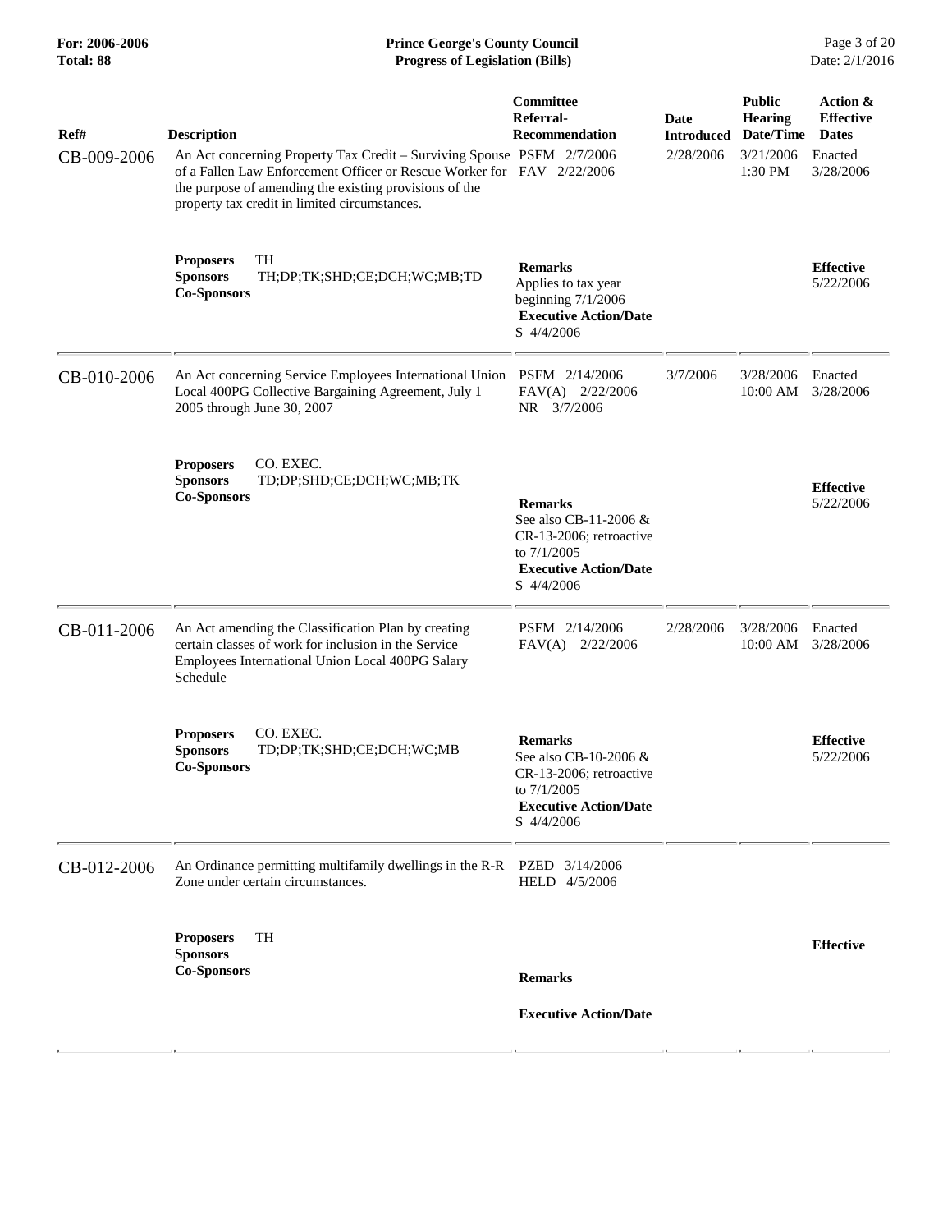| Ref# | Description | Committee Referral-Recommendation | Date Introduced | Public Hearing Date/Time | Action & Effective Dates |
|---|---|---|---|---|---|
| CB-009-2006 | An Act concerning Property Tax Credit – Surviving Spouse of a Fallen Law Enforcement Officer or Rescue Worker for the purpose of amending the existing provisions of the property tax credit in limited circumstances. | PSFM 2/7/2006<br>FAV 2/22/2006 | 2/28/2006 | 3/21/2006<br>1:30 PM | Enacted<br>3/28/2006 |
| | **Proposers** TH<br>**Sponsors** TH;DP;TK;SHD;CE;DCH;WC;MB;TD<br>**Co-Sponsors** | **Remarks**<br>Applies to tax year beginning 7/1/2006<br>**Executive Action/Date**<br>S 4/4/2006 | | | **Effective**<br>5/22/2006 |
| CB-010-2006 | An Act concerning Service Employees International Union Local 400PG Collective Bargaining Agreement, July 1 2005 through June 30, 2007 | PSFM 2/14/2006<br>FAV(A) 2/22/2006<br>NR 3/7/2006 | 3/7/2006 | 3/28/2006<br>10:00 AM | Enacted<br>3/28/2006 |
| | **Proposers** CO. EXEC.<br>**Sponsors** TD;DP;SHD;CE;DCH;WC;MB;TK<br>**Co-Sponsors** | **Remarks**<br>See also CB-11-2006 & CR-13-2006; retroactive to 7/1/2005<br>**Executive Action/Date**<br>S 4/4/2006 | | | **Effective**<br>5/22/2006 |
| CB-011-2006 | An Act amending the Classification Plan by creating certain classes of work for inclusion in the Service Employees International Union Local 400PG Salary Schedule | PSFM 2/14/2006<br>FAV(A) 2/22/2006 | 2/28/2006 | 3/28/2006<br>10:00 AM | Enacted<br>3/28/2006 |
| | **Proposers** CO. EXEC.<br>**Sponsors** TD;DP;TK;SHD;CE;DCH;WC;MB<br>**Co-Sponsors** | **Remarks**<br>See also CB-10-2006 & CR-13-2006; retroactive to 7/1/2005<br>**Executive Action/Date**<br>S 4/4/2006 | | | **Effective**<br>5/22/2006 |
| CB-012-2006 | An Ordinance permitting multifamily dwellings in the R-R Zone under certain circumstances. | PZED 3/14/2006<br>HELD 4/5/2006 | | | |
| | **Proposers** TH<br>**Sponsors**<br>**Co-Sponsors** | **Remarks**<br>**Executive Action/Date** | | | **Effective** |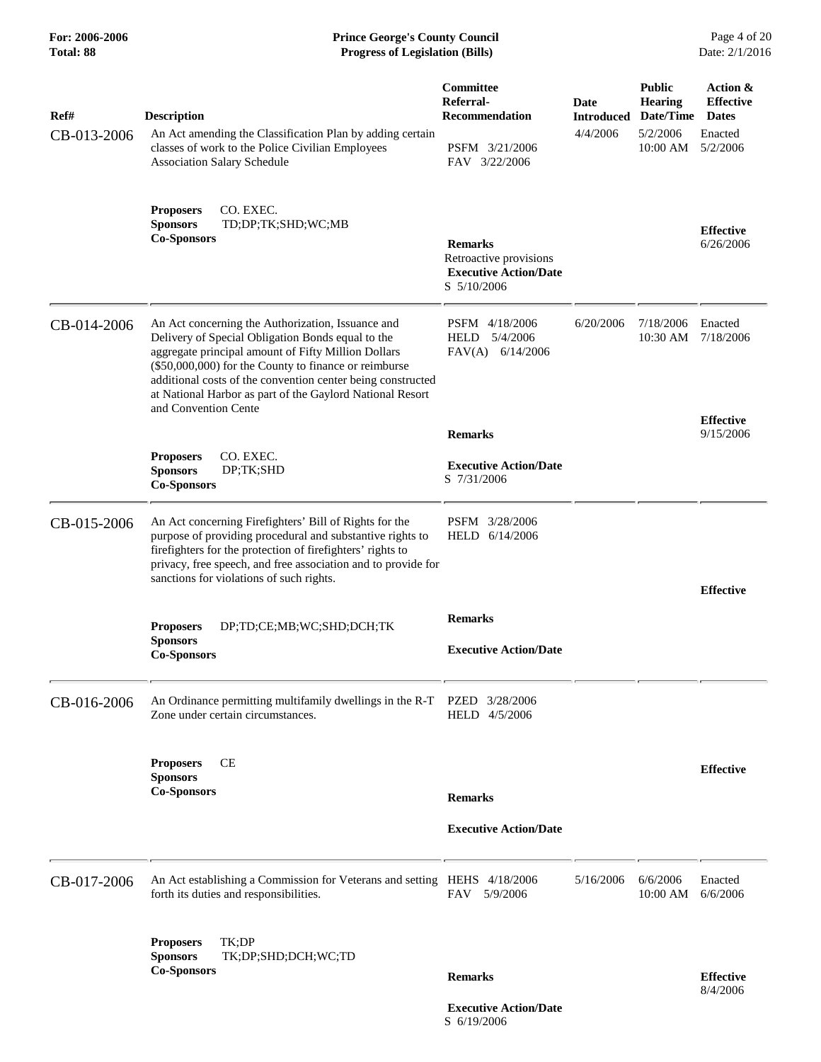| Ref# | Description | Committee Referral-Recommendation | Date Introduced | Public Hearing Date/Time | Action & Effective Dates |
|---|---|---|---|---|---|
| CB-013-2006 | An Act amending the Classification Plan by adding certain classes of work to the Police Civilian Employees Association Salary Schedule<br><br>**Proposers** CO. EXEC.<br>**Sponsors** TD;DP;TK;SHD;WC;MB<br>**Co-Sponsors** | PSFM 3/21/2006<br>FAV 3/22/2006<br><br>**Remarks**<br>Retroactive provisions<br>**Executive Action/Date**<br>S 5/10/2006 | 4/4/2006 | 5/2/2006<br>10:00 AM | Enacted<br>5/2/2006<br><br>**Effective**<br>6/26/2006 |
| CB-014-2006 | An Act concerning the Authorization, Issuance and Delivery of Special Obligation Bonds equal to the aggregate principal amount of Fifty Million Dollars ($50,000,000) for the County to finance or reimburse additional costs of the convention center being constructed at National Harbor as part of the Gaylord National Resort and Convention Cente<br><br>**Proposers** CO. EXEC.<br>**Sponsors** DP;TK;SHD<br>**Co-Sponsors** | PSFM 4/18/2006<br>HELD 5/4/2006<br>FAV(A) 6/14/2006<br><br>**Remarks**<br><br>**Executive Action/Date**<br>S 7/31/2006 | 6/20/2006 | 7/18/2006<br>10:30 AM | Enacted<br>7/18/2006<br><br>**Effective**<br>9/15/2006 |
| CB-015-2006 | An Act concerning Firefighters' Bill of Rights for the purpose of providing procedural and substantive rights to firefighters for the protection of firefighters' rights to privacy, free speech, and free association and to provide for sanctions for violations of such rights.<br><br>**Proposers** DP;TD;CE;MB;WC;SHD;DCH;TK<br>**Sponsors**<br>**Co-Sponsors** | PSFM 3/28/2006<br>HELD 6/14/2006<br><br>**Remarks**<br><br>**Executive Action/Date** | | | **Effective** |
| CB-016-2006 | An Ordinance permitting multifamily dwellings in the R-T Zone under certain circumstances.<br><br>**Proposers** CE<br>**Sponsors**<br>**Co-Sponsors** | PZED 3/28/2006<br>HELD 4/5/2006<br><br>**Remarks**<br><br>**Executive Action/Date** | | | **Effective** |
| CB-017-2006 | An Act establishing a Commission for Veterans and setting forth its duties and responsibilities.<br><br>**Proposers** TK;DP<br>**Sponsors** TK;DP;SHD;DCH;WC;TD<br>**Co-Sponsors** | HEHS 4/18/2006<br>FAV 5/9/2006<br><br>**Remarks**<br><br>**Executive Action/Date**<br>S 6/19/2006 | 5/16/2006 | 6/6/2006<br>10:00 AM | Enacted<br>6/6/2006<br><br>**Effective**<br>8/4/2006 |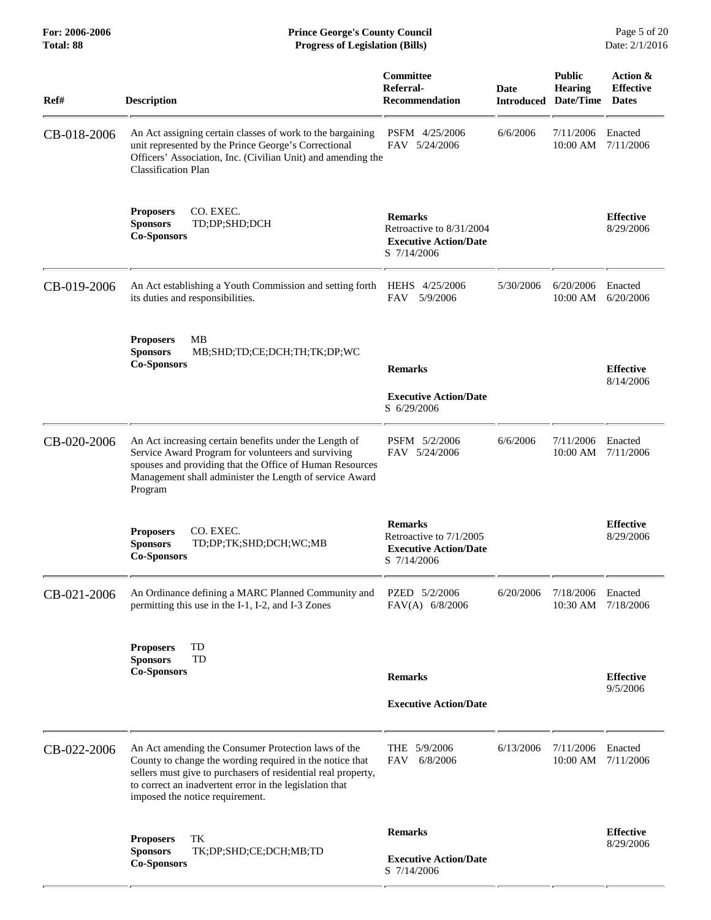| Ref# | Description | Committee Referral-Recommendation | Date Introduced | Public Hearing Date/Time | Action & Effective Dates |
|---|---|---|---|---|---|
| CB-018-2006 | An Act assigning certain classes of work to the bargaining unit represented by the Prince George's Correctional Officers' Association, Inc. (Civilian Unit) and amending the Classification Plan | PSFM 4/25/2006<br>FAV 5/24/2006 | 6/6/2006 | 7/11/2006<br>10:00 AM | Enacted<br>7/11/2006 |
| | **Proposers** CO. EXEC.<br>**Sponsors** TD;DP;SHD;DCH<br>**Co-Sponsors** | **Remarks**<br>Retroactive to 8/31/2004<br>**Executive Action/Date**<br>S 7/14/2006 | | | **Effective**<br>8/29/2006 |
| CB-019-2006 | An Act establishing a Youth Commission and setting forth its duties and responsibilities. | HEHS 4/25/2006<br>FAV 5/9/2006 | 5/30/2006 | 6/20/2006<br>10:00 AM | Enacted<br>6/20/2006 |
| | **Proposers** MB<br>**Sponsors** MB;SHD;TD;CE;DCH;TH;TK;DP;WC<br>**Co-Sponsors** | **Remarks**<br>**Executive Action/Date**<br>S 6/29/2006 | | | **Effective**<br>8/14/2006 |
| CB-020-2006 | An Act increasing certain benefits under the Length of Service Award Program for volunteers and surviving spouses and providing that the Office of Human Resources Management shall administer the Length of service Award Program | PSFM 5/2/2006<br>FAV 5/24/2006 | 6/6/2006 | 7/11/2006<br>10:00 AM | Enacted<br>7/11/2006 |
| | **Proposers** CO. EXEC.<br>**Sponsors** TD;DP;TK;SHD;DCH;WC;MB<br>**Co-Sponsors** | **Remarks**<br>Retroactive to 7/1/2005<br>**Executive Action/Date**<br>S 7/14/2006 | | | **Effective**<br>8/29/2006 |
| CB-021-2006 | An Ordinance defining a MARC Planned Community and permitting this use in the I-1, I-2, and I-3 Zones | PZED 5/2/2006<br>FAV(A) 6/8/2006 | 6/20/2006 | 7/18/2006<br>10:30 AM | Enacted<br>7/18/2006 |
| | **Proposers** TD<br>**Sponsors** TD<br>**Co-Sponsors** | **Remarks**<br>**Executive Action/Date** | | | **Effective**<br>9/5/2006 |
| CB-022-2006 | An Act amending the Consumer Protection laws of the County to change the wording required in the notice that sellers must give to purchasers of residential real property, to correct an inadvertent error in the legislation that imposed the notice requirement. | THE 5/9/2006<br>FAV 6/8/2006 | 6/13/2006 | 7/11/2006<br>10:00 AM | Enacted<br>7/11/2006 |
| | **Proposers** TK<br>**Sponsors** TK;DP;SHD;CE;DCH;MB;TD<br>**Co-Sponsors** | **Remarks**<br>**Executive Action/Date**<br>S 7/14/2006 | | | **Effective**<br>8/29/2006 |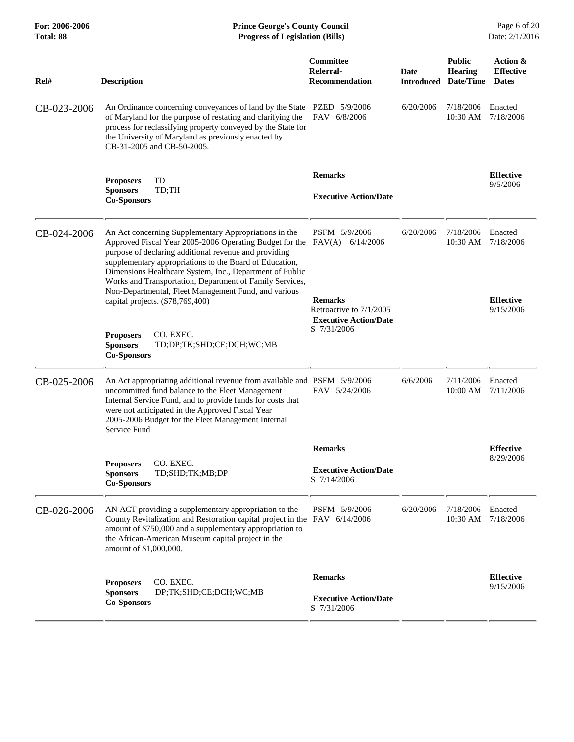| Ref# | Description | Committee Referral-Recommendation | Date Introduced | Public Hearing Date/Time | Action & Effective Dates |
|---|---|---|---|---|---|
| CB-023-2006 | An Ordinance concerning conveyances of land by the State of Maryland for the purpose of restating and clarifying the process for reclassifying property conveyed by the State for the University of Maryland as previously enacted by CB-31-2005 and CB-50-2005. | PZED 5/9/2006<br>FAV 6/8/2006 | 6/20/2006 | 7/18/2006 10:30 AM | Enacted 7/18/2006 |
| | **Proposers** TD<br>**Sponsors** TD;TH<br>**Co-Sponsors** | **Remarks**<br><br>**Executive Action/Date** | | | **Effective** 9/5/2006 |
| CB-024-2006 | An Act concerning Supplementary Appropriations in the Approved Fiscal Year 2005-2006 Operating Budget for the purpose of declaring additional revenue and providing supplementary appropriations to the Board of Education, Dimensions Healthcare System, Inc., Department of Public Works and Transportation, Department of Family Services, Non-Departmental, Fleet Management Fund, and various capital projects. ($78,769,400) | PSFM 5/9/2006<br>FAV(A) 6/14/2006 | 6/20/2006 | 7/18/2006 10:30 AM | Enacted 7/18/2006 |
| | **Proposers** CO. EXEC.<br>**Sponsors** TD;DP;TK;SHD;CE;DCH;WC;MB<br>**Co-Sponsors** | **Remarks**<br>Retroactive to 7/1/2005<br>**Executive Action/Date**<br>S 7/31/2006 | | | **Effective** 9/15/2006 |
| CB-025-2006 | An Act appropriating additional revenue from available and uncommitted fund balance to the Fleet Management Internal Service Fund, and to provide funds for costs that were not anticipated in the Approved Fiscal Year 2005-2006 Budget for the Fleet Management Internal Service Fund | PSFM 5/9/2006<br>FAV 5/24/2006 | 6/6/2006 | 7/11/2006 10:00 AM | Enacted 7/11/2006 |
| | **Proposers** CO. EXEC.<br>**Sponsors** TD;SHD;TK;MB;DP<br>**Co-Sponsors** | **Remarks**<br><br>**Executive Action/Date**<br>S 7/14/2006 | | | **Effective** 8/29/2006 |
| CB-026-2006 | AN ACT providing a supplementary appropriation to the County Revitalization and Restoration capital project in the amount of $750,000 and a supplementary appropriation to the African-American Museum capital project in the amount of $1,000,000. | PSFM 5/9/2006<br>FAV 6/14/2006 | 6/20/2006 | 7/18/2006 10:30 AM | Enacted 7/18/2006 |
| | **Proposers** CO. EXEC.<br>**Sponsors** DP;TK;SHD;CE;DCH;WC;MB<br>**Co-Sponsors** | **Remarks**<br><br>**Executive Action/Date**<br>S 7/31/2006 | | | **Effective** 9/15/2006 |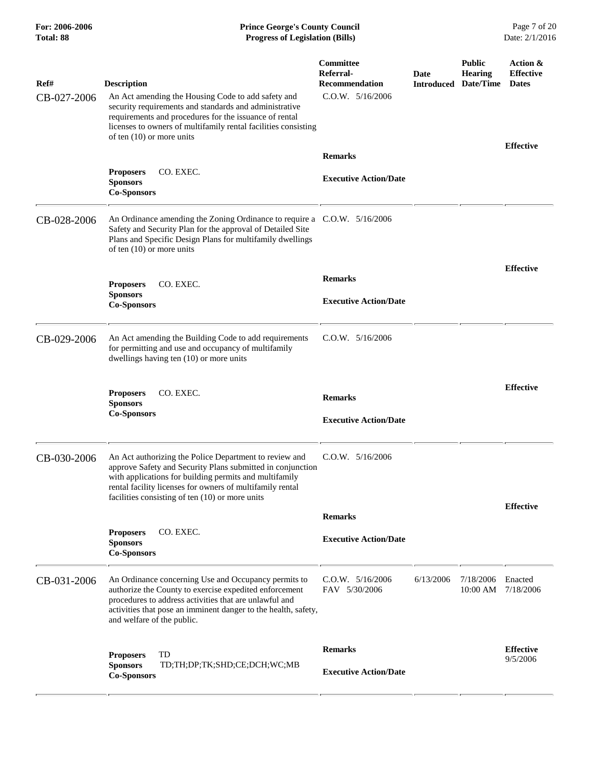| Ref# | Description | Committee Referral-Recommendation | Date Introduced | Public Hearing Date/Time | Action & Effective Dates |
|---|---|---|---|---|---|
| CB-027-2006 | An Act amending the Housing Code to add safety and security requirements and standards and administrative requirements and procedures for the issuance of rental licenses to owners of multifamily rental facilities consisting of ten (10) or more units | C.O.W. 5/16/2006 | | | |
| | | **Remarks** | | | **Effective** |
| | **Proposers** CO. EXEC.<br>**Sponsors**<br>**Co-Sponsors** | **Executive Action/Date** | | | |
| CB-028-2006 | An Ordinance amending the Zoning Ordinance to require a Safety and Security Plan for the approval of Detailed Site Plans and Specific Design Plans for multifamily dwellings of ten (10) or more units | C.O.W. 5/16/2006 | | | |
| | | **Remarks** | | | **Effective** |
| | **Proposers** CO. EXEC.<br>**Sponsors**<br>**Co-Sponsors** | **Executive Action/Date** | | | |
| CB-029-2006 | An Act amending the Building Code to add requirements for permitting and use and occupancy of multifamily dwellings having ten (10) or more units | C.O.W. 5/16/2006 | | | |
| | | **Remarks** | | | **Effective** |
| | **Proposers** CO. EXEC.<br>**Sponsors**<br>**Co-Sponsors** | **Executive Action/Date** | | | |
| CB-030-2006 | An Act authorizing the Police Department to review and approve Safety and Security Plans submitted in conjunction with applications for building permits and multifamily rental facility licenses for owners of multifamily rental facilities consisting of ten (10) or more units | C.O.W. 5/16/2006 | | | |
| | | **Remarks** | | | **Effective** |
| | **Proposers** CO. EXEC.<br>**Sponsors**<br>**Co-Sponsors** | **Executive Action/Date** | | | |
| CB-031-2006 | An Ordinance concerning Use and Occupancy permits to authorize the County to exercise expedited enforcement procedures to address activities that are unlawful and activities that pose an imminent danger to the health, safety, and welfare of the public. | C.O.W. 5/16/2006<br>FAV 5/30/2006 | 6/13/2006 | 7/18/2006 10:00 AM | Enacted 7/18/2006 |
| | | **Remarks** | | | **Effective** 9/5/2006 |
| | **Proposers** TD<br>**Sponsors** TD;TH;DP;TK;SHD;CE;DCH;WC;MB<br>**Co-Sponsors** | **Executive Action/Date** | | | |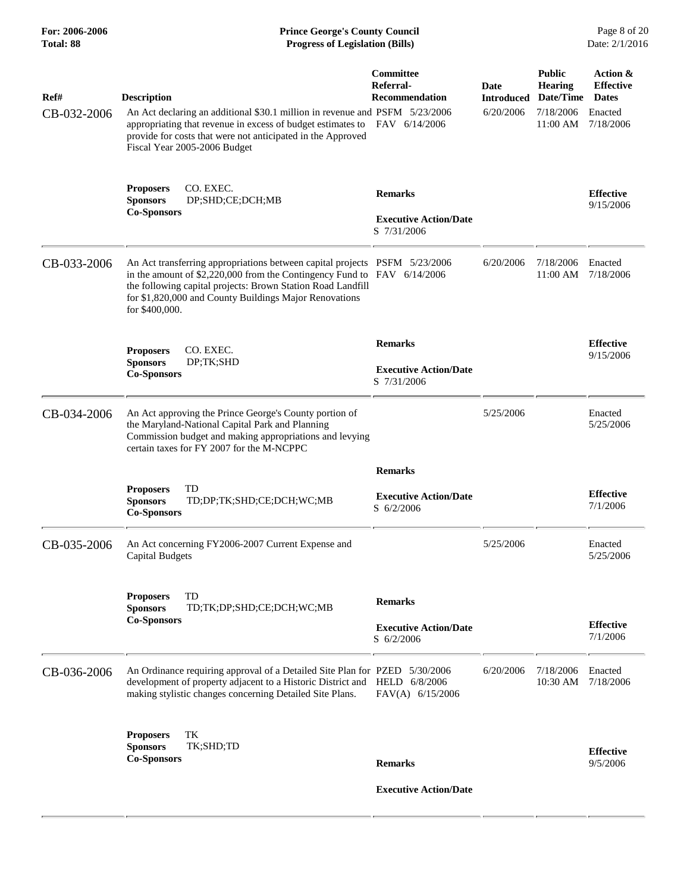| Ref# | Description | Committee Referral-Recommendation | Date Introduced | Public Hearing Date/Time | Action & Effective Dates |
|---|---|---|---|---|---|
| CB-032-2006 | An Act declaring an additional $30.1 million in revenue and appropriating that revenue in excess of budget estimates to provide for costs that were not anticipated in the Approved Fiscal Year 2005-2006 Budget | PSFM 5/23/2006<br>FAV 6/14/2006 | 6/20/2006 | 7/18/2006 11:00 AM | Enacted 7/18/2006 |
| | **Proposers** CO. EXEC.<br>**Sponsors** DP;SHD;CE;DCH;MB<br>**Co-Sponsors** | **Remarks**<br><br>**Executive Action/Date**<br>S 7/31/2006 | | | **Effective** 9/15/2006 |
| CB-033-2006 | An Act transferring appropriations between capital projects in the amount of $2,220,000 from the Contingency Fund to the following capital projects: Brown Station Road Landfill for $1,820,000 and County Buildings Major Renovations for $400,000. | PSFM 5/23/2006<br>FAV 6/14/2006 | 6/20/2006 | 7/18/2006 11:00 AM | Enacted 7/18/2006 |
| | **Proposers** CO. EXEC.<br>**Sponsors** DP;TK;SHD<br>**Co-Sponsors** | **Remarks**<br><br>**Executive Action/Date**<br>S 7/31/2006 | | | **Effective** 9/15/2006 |
| CB-034-2006 | An Act approving the Prince George's County portion of the Maryland-National Capital Park and Planning Commission budget and making appropriations and levying certain taxes for FY 2007 for the M-NCPPC | | 5/25/2006 | | Enacted 5/25/2006 |
| | **Proposers** TD<br>**Sponsors** TD;DP;TK;SHD;CE;DCH;WC;MB<br>**Co-Sponsors** | **Remarks**<br><br>**Executive Action/Date**<br>S 6/2/2006 | | | **Effective** 7/1/2006 |
| CB-035-2006 | An Act concerning FY2006-2007 Current Expense and Capital Budgets | | 5/25/2006 | | Enacted 5/25/2006 |
| | **Proposers** TD<br>**Sponsors** TD;TK;DP;SHD;CE;DCH;WC;MB<br>**Co-Sponsors** | **Remarks**<br><br>**Executive Action/Date**<br>S 6/2/2006 | | | **Effective** 7/1/2006 |
| CB-036-2006 | An Ordinance requiring approval of a Detailed Site Plan for development of property adjacent to a Historic District and making stylistic changes concerning Detailed Site Plans. | PZED 5/30/2006<br>HELD 6/8/2006<br>FAV(A) 6/15/2006 | 6/20/2006 | 7/18/2006 10:30 AM | Enacted 7/18/2006 |
| | **Proposers** TK<br>**Sponsors** TK;SHD;TD<br>**Co-Sponsors** | **Remarks**<br><br>**Executive Action/Date** | | | **Effective** 9/5/2006 |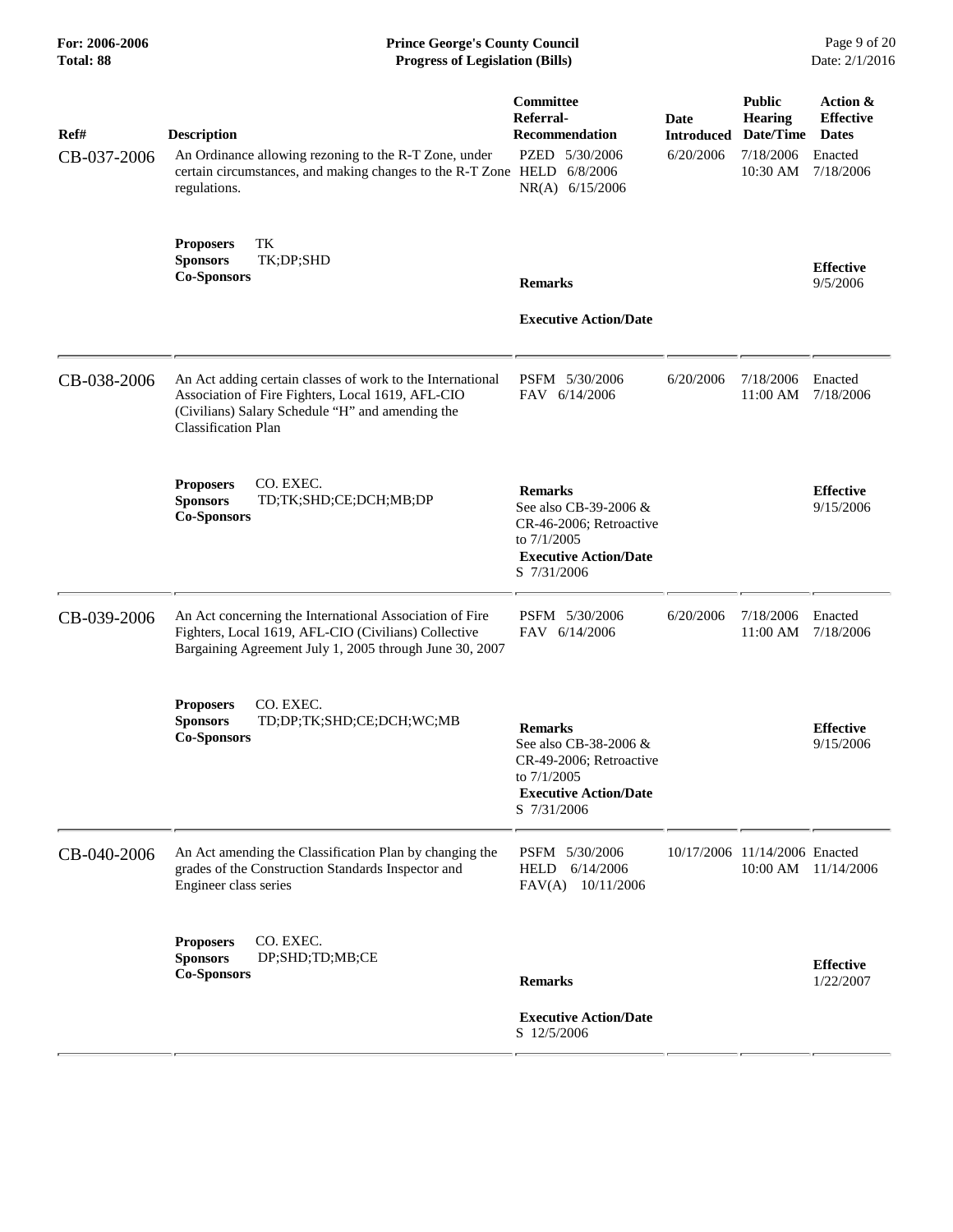| Ref# | Description | Committee Referral-Recommendation | Date Introduced | Public Hearing Date/Time | Action & Effective Dates |
|---|---|---|---|---|---|
| CB-037-2006 | An Ordinance allowing rezoning to the R-T Zone, under certain circumstances, and making changes to the R-T Zone regulations.<br><br>**Proposers** TK<br>**Sponsors** TK;DP;SHD<br>**Co-Sponsors** | PZED 5/30/2006<br>HELD 6/8/2006<br>NR(A) 6/15/2006<br><br>**Remarks**<br><br>**Executive Action/Date** | 6/20/2006 | 7/18/2006 10:30 AM | Enacted 7/18/2006<br><br>**Effective** 9/5/2006 |
| CB-038-2006 | An Act adding certain classes of work to the International Association of Fire Fighters, Local 1619, AFL-CIO (Civilians) Salary Schedule "H" and amending the Classification Plan<br><br>**Proposers** CO. EXEC.<br>**Sponsors** TD;TK;SHD;CE;DCH;MB;DP<br>**Co-Sponsors** | PSFM 5/30/2006<br>FAV 6/14/2006<br><br>**Remarks**<br>See also CB-39-2006 & CR-46-2006; Retroactive to 7/1/2005<br>**Executive Action/Date**<br>S 7/31/2006 | 6/20/2006 | 7/18/2006 11:00 AM | Enacted 7/18/2006<br><br>**Effective** 9/15/2006 |
| CB-039-2006 | An Act concerning the International Association of Fire Fighters, Local 1619, AFL-CIO (Civilians) Collective Bargaining Agreement July 1, 2005 through June 30, 2007<br><br>**Proposers** CO. EXEC.<br>**Sponsors** TD;DP;TK;SHD;CE;DCH;WC;MB<br>**Co-Sponsors** | PSFM 5/30/2006<br>FAV 6/14/2006<br><br>**Remarks**<br>See also CB-38-2006 & CR-49-2006; Retroactive to 7/1/2005<br>**Executive Action/Date**<br>S 7/31/2006 | 6/20/2006 | 7/18/2006 11:00 AM | Enacted 7/18/2006<br><br>**Effective** 9/15/2006 |
| CB-040-2006 | An Act amending the Classification Plan by changing the grades of the Construction Standards Inspector and Engineer class series<br><br>**Proposers** CO. EXEC.<br>**Sponsors** DP;SHD;TD;MB;CE<br>**Co-Sponsors** | PSFM 5/30/2006<br>HELD 6/14/2006<br>FAV(A) 10/11/2006<br><br>**Remarks**<br><br>**Executive Action/Date**<br>S 12/5/2006 | 10/17/2006 | 11/14/2006 10:00 AM | Enacted 11/14/2006<br><br>**Effective** 1/22/2007 |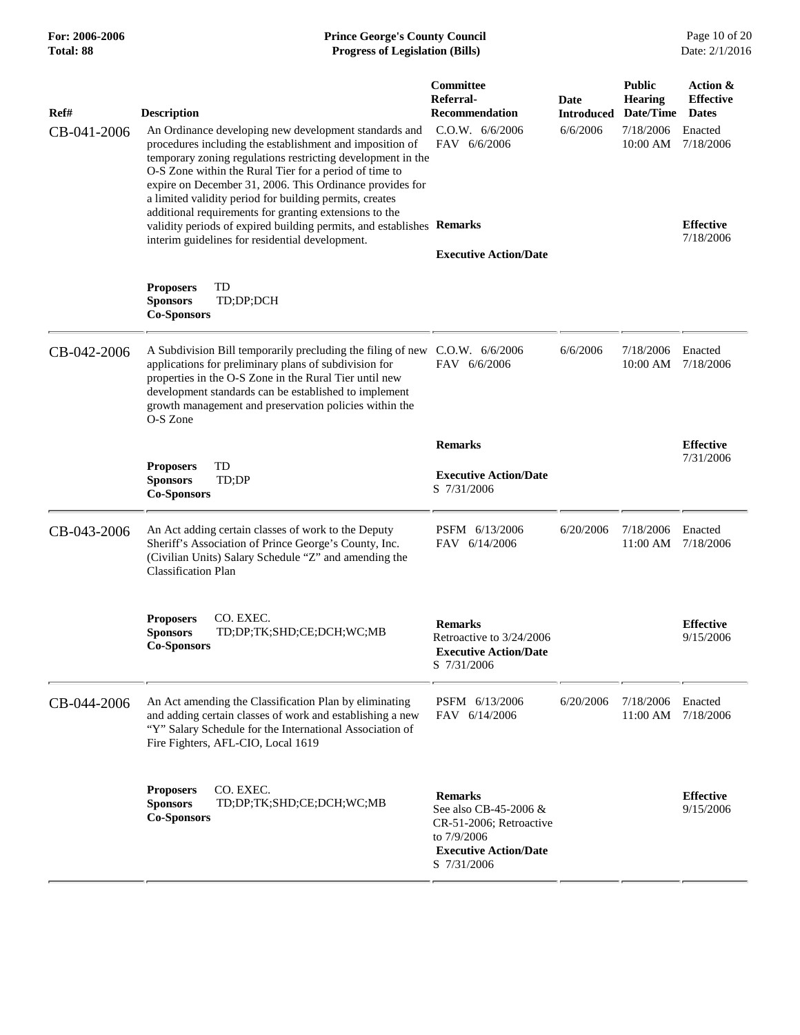| Ref# | Description | Committee Referral-Recommendation | Date Introduced | Public Hearing Date/Time | Action & Effective Dates |
|---|---|---|---|---|---|
| CB-041-2006 | An Ordinance developing new development standards and procedures including the establishment and imposition of temporary zoning regulations restricting development in the O-S Zone within the Rural Tier for a period of time to expire on December 31, 2006. This Ordinance provides for a limited validity period for building permits, creates additional requirements for granting extensions to the validity periods of expired building permits, and establishes interim guidelines for residential development.<br><br>**Proposers** TD<br>**Sponsors** TD;DP;DCH<br>**Co-Sponsors** | C.O.W. 6/6/2006<br>FAV 6/6/2006<br><br>**Remarks**<br><br>**Executive Action/Date** | 6/6/2006 | 7/18/2006<br>10:00 AM | Enacted<br>7/18/2006<br><br>**Effective**<br>7/18/2006 |
| CB-042-2006 | A Subdivision Bill temporarily precluding the filing of new applications for preliminary plans of subdivision for properties in the O-S Zone in the Rural Tier until new development standards can be established to implement growth management and preservation policies within the O-S Zone<br><br>**Proposers** TD<br>**Sponsors** TD;DP<br>**Co-Sponsors** | C.O.W. 6/6/2006<br>FAV 6/6/2006<br><br>**Remarks**<br><br>**Executive Action/Date**<br>S 7/31/2006 | 6/6/2006 | 7/18/2006<br>10:00 AM | Enacted<br>7/18/2006<br><br>**Effective**<br>7/31/2006 |
| CB-043-2006 | An Act adding certain classes of work to the Deputy Sheriff's Association of Prince George's County, Inc. (Civilian Units) Salary Schedule "Z" and amending the Classification Plan<br><br>**Proposers** CO. EXEC.<br>**Sponsors** TD;DP;TK;SHD;CE;DCH;WC;MB<br>**Co-Sponsors** | PSFM 6/13/2006<br>FAV 6/14/2006<br><br>**Remarks**<br>Retroactive to 3/24/2006<br>**Executive Action/Date**<br>S 7/31/2006 | 6/20/2006 | 7/18/2006<br>11:00 AM | Enacted<br>7/18/2006<br><br>**Effective**<br>9/15/2006 |
| CB-044-2006 | An Act amending the Classification Plan by eliminating and adding certain classes of work and establishing a new "Y" Salary Schedule for the International Association of Fire Fighters, AFL-CIO, Local 1619<br><br>**Proposers** CO. EXEC.<br>**Sponsors** TD;DP;TK;SHD;CE;DCH;WC;MB<br>**Co-Sponsors** | PSFM 6/13/2006<br>FAV 6/14/2006<br><br>**Remarks**<br>See also CB-45-2006 & CR-51-2006; Retroactive to 7/9/2006<br>**Executive Action/Date**<br>S 7/31/2006 | 6/20/2006 | 7/18/2006<br>11:00 AM | Enacted<br>7/18/2006<br><br>**Effective**<br>9/15/2006 |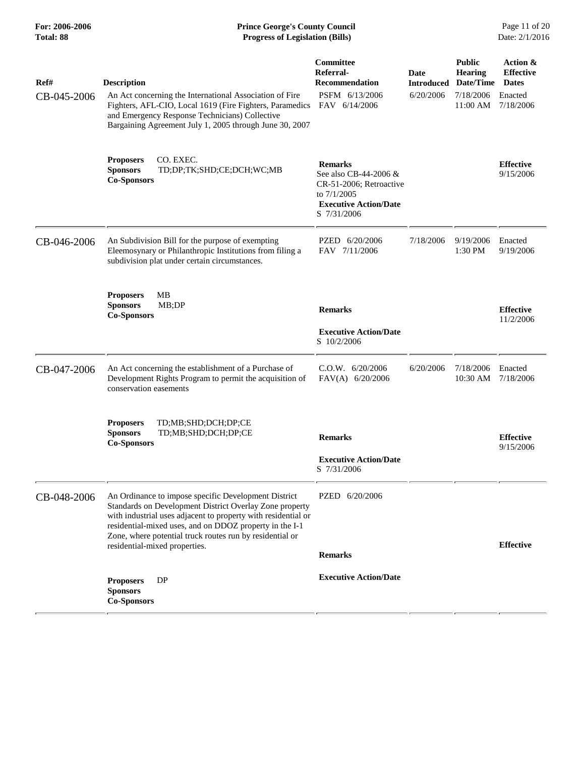| Ref# | Description | Committee Referral-Recommendation | Date Introduced | Public Hearing Date/Time | Action & Effective Dates |
|---|---|---|---|---|---|
| CB-045-2006 | An Act concerning the International Association of Fire Fighters, AFL-CIO, Local 1619 (Fire Fighters, Paramedics and Emergency Response Technicians) Collective Bargaining Agreement July 1, 2005 through June 30, 2007<br><br>**Proposers** CO. EXEC.<br>**Sponsors** TD;DP;TK;SHD;CE;DCH;WC;MB<br>**Co-Sponsors** | PSFM 6/13/2006<br>FAV 6/14/2006<br><br>**Remarks**<br>See also CB-44-2006 & CR-51-2006; Retroactive to 7/1/2005<br>**Executive Action/Date**<br>S 7/31/2006 | 6/20/2006 | 7/18/2006<br>11:00 AM | Enacted<br>7/18/2006<br><br>**Effective**<br>9/15/2006 |
| CB-046-2006 | An Subdivision Bill for the purpose of exempting Eleemosynary or Philanthropic Institutions from filing a subdivision plat under certain circumstances.<br><br>**Proposers** MB<br>**Sponsors** MB;DP<br>**Co-Sponsors** | PZED 6/20/2006<br>FAV 7/11/2006<br><br>**Remarks**<br><br>**Executive Action/Date**<br>S 10/2/2006 | 7/18/2006 | 9/19/2006<br>1:30 PM | Enacted<br>9/19/2006<br><br>**Effective**<br>11/2/2006 |
| CB-047-2006 | An Act concerning the establishment of a Purchase of Development Rights Program to permit the acquisition of conservation easements<br><br>**Proposers** TD;MB;SHD;DCH;DP;CE<br>**Sponsors** TD;MB;SHD;DCH;DP;CE<br>**Co-Sponsors** | C.O.W. 6/20/2006<br>FAV(A) 6/20/2006<br><br>**Remarks**<br><br>**Executive Action/Date**<br>S 7/31/2006 | 6/20/2006 | 7/18/2006<br>10:30 AM | Enacted<br>7/18/2006<br><br>**Effective**<br>9/15/2006 |
| CB-048-2006 | An Ordinance to impose specific Development District Standards on Development District Overlay Zone property with industrial uses adjacent to property with residential or residential-mixed uses, and on DDOZ property in the I-1 Zone, where potential truck routes run by residential or residential-mixed properties.<br><br>**Proposers** DP<br>**Sponsors**<br>**Co-Sponsors** | PZED 6/20/2006<br><br>**Remarks**<br><br>**Executive Action/Date** | | | **Effective** |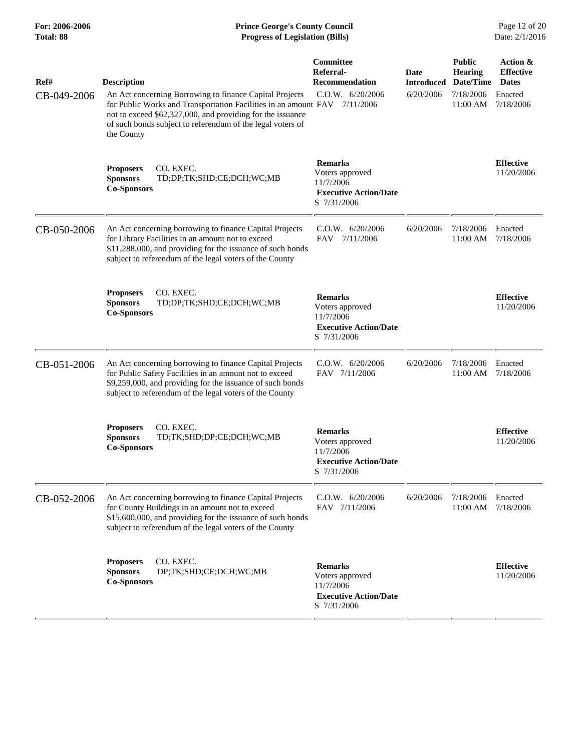| Ref# | Description | Committee Referral-Recommendation | Date Introduced | Public Hearing Date/Time | Action & Effective Dates |
| --- | --- | --- | --- | --- | --- |
| CB-049-2006 | An Act concerning Borrowing to finance Capital Projects for Public Works and Transportation Facilities in an amount not to exceed $62,327,000, and providing for the issuance of such bonds subject to referendum of the legal voters of the County | C.O.W. 6/20/2006 FAV 7/11/2006 | 6/20/2006 | 7/18/2006 11:00 AM | Enacted 7/18/2006 |
| | **Proposers** CO. EXEC. **Sponsors** TD;DP;TK;SHD;CE;DCH;WC;MB **Co-Sponsors** | **Remarks** Voters approved 11/7/2006 **Executive Action/Date** S 7/31/2006 | | | **Effective** 11/20/2006 |
| CB-050-2006 | An Act concerning borrowing to finance Capital Projects for Library Facilities in an amount not to exceed $11,288,000, and providing for the issuance of such bonds subject to referendum of the legal voters of the County | C.O.W. 6/20/2006 FAV 7/11/2006 | 6/20/2006 | 7/18/2006 11:00 AM | Enacted 7/18/2006 |
| | **Proposers** CO. EXEC. **Sponsors** TD;DP;TK;SHD;CE;DCH;WC;MB **Co-Sponsors** | **Remarks** Voters approved 11/7/2006 **Executive Action/Date** S 7/31/2006 | | | **Effective** 11/20/2006 |
| CB-051-2006 | An Act concerning borrowing to finance Capital Projects for Public Safety Facilities in an amount not to exceed $9,259,000, and providing for the issuance of such bonds subject to referendum of the legal voters of the County | C.O.W. 6/20/2006 FAV 7/11/2006 | 6/20/2006 | 7/18/2006 11:00 AM | Enacted 7/18/2006 |
| | **Proposers** CO. EXEC. **Sponsors** TD;TK;SHD;DP;CE;DCH;WC;MB **Co-Sponsors** | **Remarks** Voters approved 11/7/2006 **Executive Action/Date** S 7/31/2006 | | | **Effective** 11/20/2006 |
| CB-052-2006 | An Act concerning borrowing to finance Capital Projects for County Buildings in an amount not to exceed $15,600,000, and providing for the issuance of such bonds subject to referendum of the legal voters of the County | C.O.W. 6/20/2006 FAV 7/11/2006 | 6/20/2006 | 7/18/2006 11:00 AM | Enacted 7/18/2006 |
| | **Proposers** CO. EXEC. **Sponsors** DP;TK;SHD;CE;DCH;WC;MB **Co-Sponsors** | **Remarks** Voters approved 11/7/2006 **Executive Action/Date** S 7/31/2006 | | | **Effective** 11/20/2006 |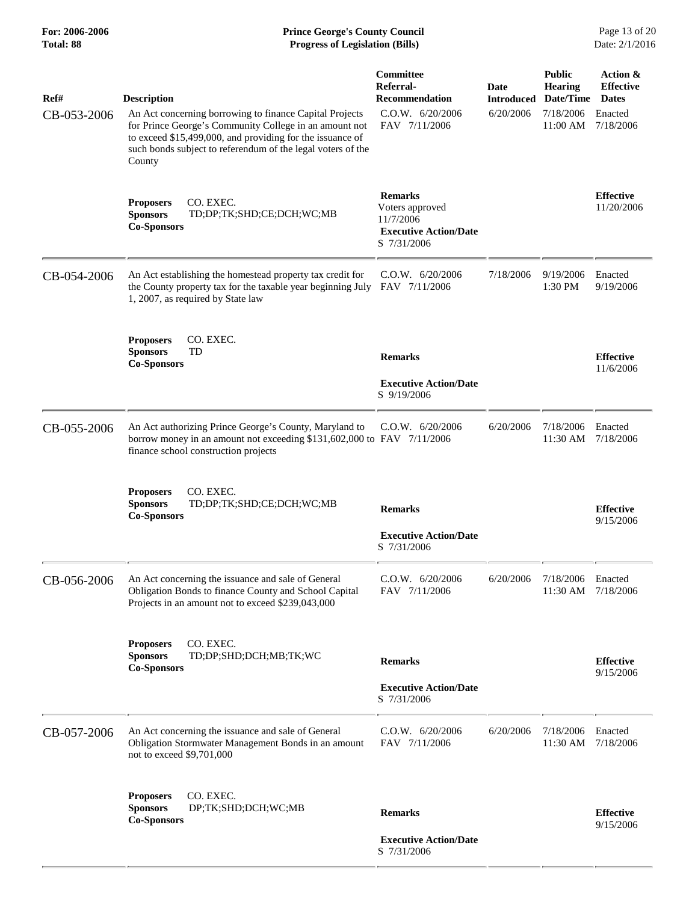| Ref# | Description | Committee Referral-Recommendation | Date Introduced | Public Hearing Date/Time | Action & Effective Dates |
|---|---|---|---|---|---|
| CB-053-2006 | An Act concerning borrowing to finance Capital Projects for Prince George's Community College in an amount not to exceed $15,499,000, and providing for the issuance of such bonds subject to referendum of the legal voters of the County | C.O.W. 6/20/2006<br>FAV 7/11/2006 | 6/20/2006 | 7/18/2006<br>11:00 AM | Enacted<br>7/18/2006 |
| | **Proposers** CO. EXEC.<br>**Sponsors** TD;DP;TK;SHD;CE;DCH;WC;MB<br>**Co-Sponsors** | **Remarks**<br>Voters approved 11/7/2006<br>**Executive Action/Date**<br>S 7/31/2006 | | | **Effective**<br>11/20/2006 |
| CB-054-2006 | An Act establishing the homestead property tax credit for the County property tax for the taxable year beginning July 1, 2007, as required by State law | C.O.W. 6/20/2006<br>FAV 7/11/2006 | 7/18/2006 | 9/19/2006<br>1:30 PM | Enacted<br>9/19/2006 |
| | **Proposers** CO. EXEC.<br>**Sponsors** TD<br>**Co-Sponsors** | **Remarks**<br>**Executive Action/Date**<br>S 9/19/2006 | | | **Effective**<br>11/6/2006 |
| CB-055-2006 | An Act authorizing Prince George's County, Maryland to borrow money in an amount not exceeding $131,602,000 to finance school construction projects | C.O.W. 6/20/2006<br>FAV 7/11/2006 | 6/20/2006 | 7/18/2006<br>11:30 AM | Enacted<br>7/18/2006 |
| | **Proposers** CO. EXEC.<br>**Sponsors** TD;DP;TK;SHD;CE;DCH;WC;MB<br>**Co-Sponsors** | **Remarks**<br>**Executive Action/Date**<br>S 7/31/2006 | | | **Effective**<br>9/15/2006 |
| CB-056-2006 | An Act concerning the issuance and sale of General Obligation Bonds to finance County and School Capital Projects in an amount not to exceed $239,043,000 | C.O.W. 6/20/2006<br>FAV 7/11/2006 | 6/20/2006 | 7/18/2006<br>11:30 AM | Enacted<br>7/18/2006 |
| | **Proposers** CO. EXEC.<br>**Sponsors** TD;DP;SHD;DCH;MB;TK;WC<br>**Co-Sponsors** | **Remarks**<br>**Executive Action/Date**<br>S 7/31/2006 | | | **Effective**<br>9/15/2006 |
| CB-057-2006 | An Act concerning the issuance and sale of General Obligation Stormwater Management Bonds in an amount not to exceed $9,701,000 | C.O.W. 6/20/2006<br>FAV 7/11/2006 | 6/20/2006 | 7/18/2006<br>11:30 AM | Enacted<br>7/18/2006 |
| | **Proposers** CO. EXEC.<br>**Sponsors** DP;TK;SHD;DCH;WC;MB<br>**Co-Sponsors** | **Remarks**<br>**Executive Action/Date**<br>S 7/31/2006 | | | **Effective**<br>9/15/2006 |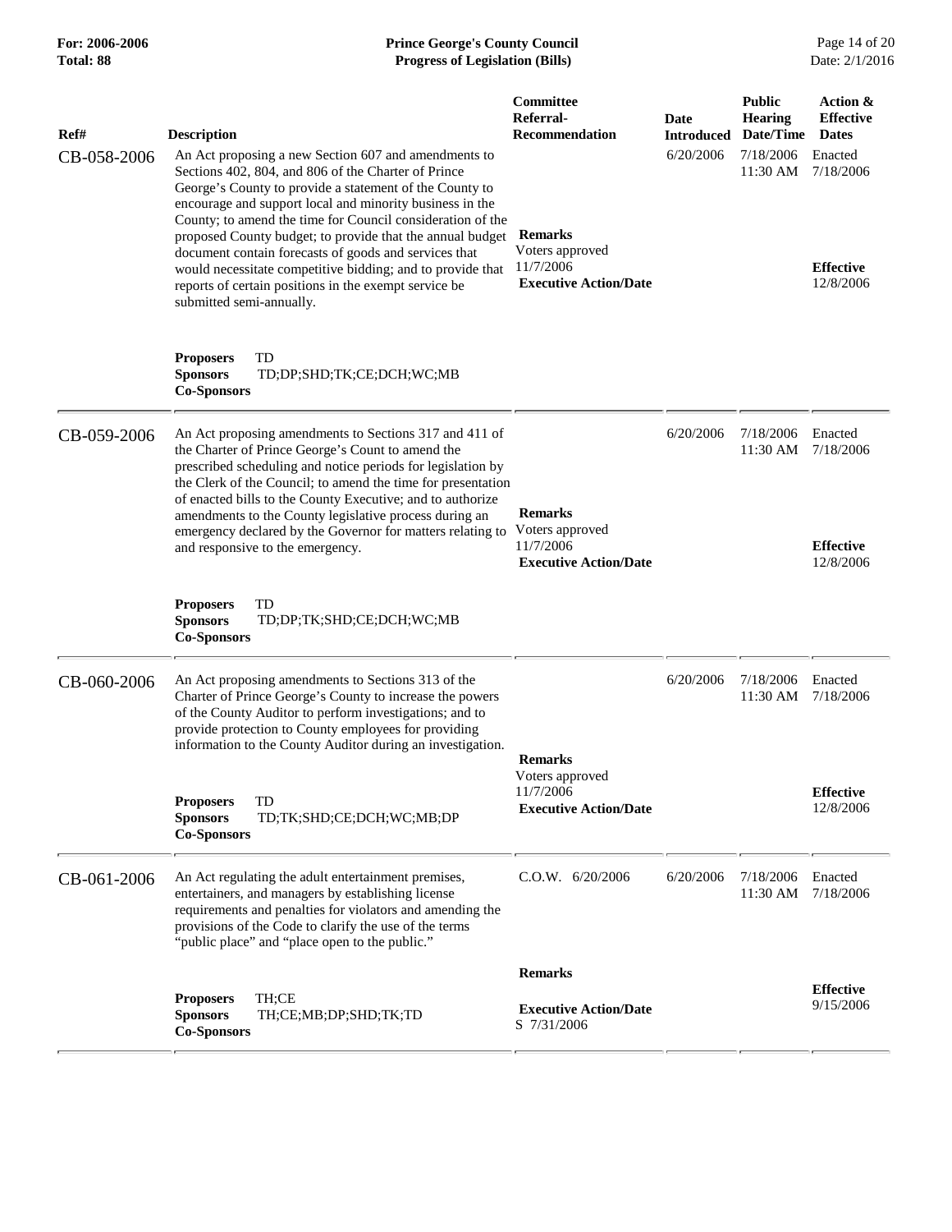| Ref# | Description | Committee Referral-Recommendation | Date Introduced | Public Hearing Date/Time | Action & Effective Dates |
|---|---|---|---|---|---|
| CB-058-2006 | An Act proposing a new Section 607 and amendments to Sections 402, 804, and 806 of the Charter of Prince George's County to provide a statement of the County to encourage and support local and minority business in the County; to amend the time for Council consideration of the proposed County budget; to provide that the annual budget document contain forecasts of goods and services that would necessitate competitive bidding; and to provide that reports of certain positions in the exempt service be submitted semi-annually.<br><br>**Proposers** TD<br>**Sponsors** TD;DP;SHD;TK;CE;DCH;WC;MB<br>**Co-Sponsors** | **Remarks**<br>Voters approved 11/7/2006<br>**Executive Action/Date** | 6/20/2006 | 7/18/2006 11:30 AM | Enacted 7/18/2006<br><br>**Effective** 12/8/2006 |
| CB-059-2006 | An Act proposing amendments to Sections 317 and 411 of the Charter of Prince George's Count to amend the prescribed scheduling and notice periods for legislation by the Clerk of the Council; to amend the time for presentation of enacted bills to the County Executive; and to authorize amendments to the County legislative process during an emergency declared by the Governor for matters relating to and responsive to the emergency.<br><br>**Proposers** TD<br>**Sponsors** TD;DP;TK;SHD;CE;DCH;WC;MB<br>**Co-Sponsors** | **Remarks**<br>Voters approved 11/7/2006<br>**Executive Action/Date** | 6/20/2006 | 7/18/2006 11:30 AM | Enacted 7/18/2006<br><br>**Effective** 12/8/2006 |
| CB-060-2006 | An Act proposing amendments to Sections 313 of the Charter of Prince George's County to increase the powers of the County Auditor to perform investigations; and to provide protection to County employees for providing information to the County Auditor during an investigation.<br><br>**Proposers** TD<br>**Sponsors** TD;TK;SHD;CE;DCH;WC;MB;DP<br>**Co-Sponsors** | **Remarks**<br>Voters approved 11/7/2006<br>**Executive Action/Date** | 6/20/2006 | 7/18/2006 11:30 AM | Enacted 7/18/2006<br><br>**Effective** 12/8/2006 |
| CB-061-2006 | An Act regulating the adult entertainment premises, entertainers, and managers by establishing license requirements and penalties for violators and amending the provisions of the Code to clarify the use of the terms "public place" and "place open to the public."<br><br>**Proposers** TH;CE<br>**Sponsors** TH;CE;MB;DP;SHD;TK;TD<br>**Co-Sponsors** | C.O.W. 6/20/2006<br><br>**Remarks**<br><br>**Executive Action/Date**<br>S 7/31/2006 | 6/20/2006 | 7/18/2006 11:30 AM | Enacted 7/18/2006<br><br>**Effective** 9/15/2006 |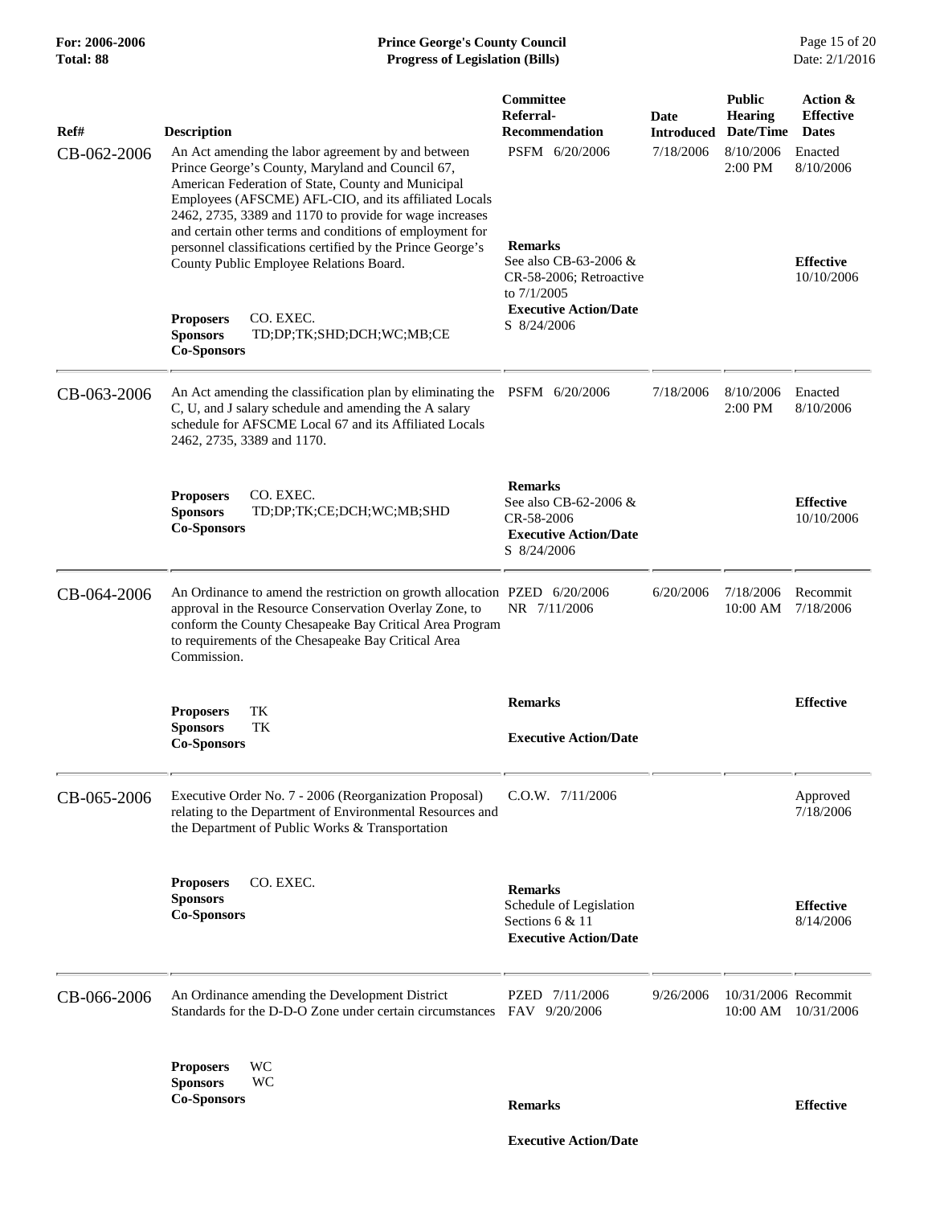| Ref# | Description | Committee Referral-Recommendation | Date Introduced | Public Hearing Date/Time | Action & Effective Dates |
|---|---|---|---|---|---|
| CB-062-2006 | An Act amending the labor agreement by and between Prince George's County, Maryland and Council 67, American Federation of State, County and Municipal Employees (AFSCME) AFL-CIO, and its affiliated Locals 2462, 2735, 3389 and 1170 to provide for wage increases and certain other terms and conditions of employment for personnel classifications certified by the Prince George's County Public Employee Relations Board.<br><br>**Proposers** CO. EXEC.<br>**Sponsors** TD;DP;TK;SHD;DCH;WC;MB;CE<br>**Co-Sponsors** | PSFM 6/20/2006<br><br>**Remarks**<br>See also CB-63-2006 & CR-58-2006; Retroactive to 7/1/2005<br>**Executive Action/Date**<br>S 8/24/2006 | 7/18/2006 | 8/10/2006 2:00 PM | Enacted 8/10/2006<br><br>**Effective**<br>10/10/2006 |
| CB-063-2006 | An Act amending the classification plan by eliminating the C, U, and J salary schedule and amending the A salary schedule for AFSCME Local 67 and its Affiliated Locals 2462, 2735, 3389 and 1170.<br><br>**Proposers** CO. EXEC.<br>**Sponsors** TD;DP;TK;CE;DCH;WC;MB;SHD<br>**Co-Sponsors** | PSFM 6/20/2006<br><br>**Remarks**<br>See also CB-62-2006 & CR-58-2006<br>**Executive Action/Date**<br>S 8/24/2006 | 7/18/2006 | 8/10/2006 2:00 PM | Enacted 8/10/2006<br><br>**Effective**<br>10/10/2006 |
| CB-064-2006 | An Ordinance to amend the restriction on growth allocation approval in the Resource Conservation Overlay Zone, to conform the County Chesapeake Bay Critical Area Program to requirements of the Chesapeake Bay Critical Area Commission.<br><br>**Proposers** TK<br>**Sponsors** TK<br>**Co-Sponsors** | PZED 6/20/2006<br>NR 7/11/2006<br><br>**Remarks**<br><br>**Executive Action/Date** | 6/20/2006 | 7/18/2006 10:00 AM | Recommit 7/18/2006<br><br>**Effective** |
| CB-065-2006 | Executive Order No. 7 - 2006 (Reorganization Proposal) relating to the Department of Environmental Resources and the Department of Public Works & Transportation<br><br>**Proposers** CO. EXEC.<br>**Sponsors**<br>**Co-Sponsors** | C.O.W. 7/11/2006<br><br>**Remarks**<br>Schedule of Legislation Sections 6 & 11<br>**Executive Action/Date** | | | Approved 7/18/2006<br><br>**Effective**<br>8/14/2006 |
| CB-066-2006 | An Ordinance amending the Development District Standards for the D-D-O Zone under certain circumstances<br><br>**Proposers** WC<br>**Sponsors** WC<br>**Co-Sponsors** | PZED 7/11/2006<br>FAV 9/20/2006<br><br>**Remarks**<br><br>**Executive Action/Date** | 9/26/2006 | 10/31/2006 10:00 AM | Recommit 10/31/2006<br><br>**Effective** |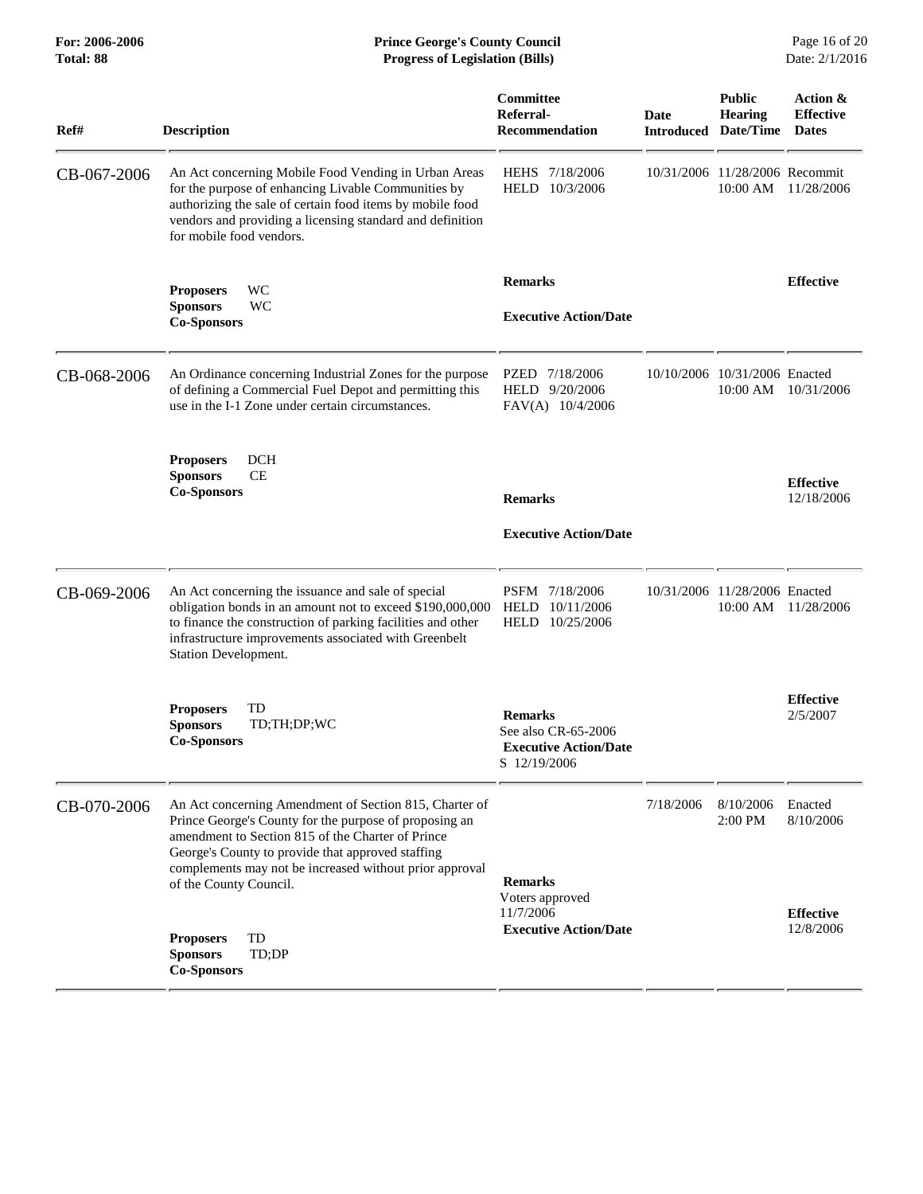| Ref# | Description | Committee Referral-Recommendation | Date Introduced | Public Hearing Date/Time | Action & Effective Dates |
|---|---|---|---|---|---|
| CB-067-2006 | An Act concerning Mobile Food Vending in Urban Areas for the purpose of enhancing Livable Communities by authorizing the sale of certain food items by mobile food vendors and providing a licensing standard and definition for mobile food vendors.<br><br>**Proposers** WC<br>**Sponsors** WC<br>**Co-Sponsors** | HEHS 7/18/2006<br>HELD 10/3/2006<br><br>**Remarks**<br><br>**Executive Action/Date** | 10/31/2006 | 11/28/2006 10:00 AM | Recommit 11/28/2006<br><br>**Effective** |
| CB-068-2006 | An Ordinance concerning Industrial Zones for the purpose of defining a Commercial Fuel Depot and permitting this use in the I-1 Zone under certain circumstances.<br><br>**Proposers** DCH<br>**Sponsors** CE<br>**Co-Sponsors** | PZED 7/18/2006<br>HELD 9/20/2006<br>FAV(A) 10/4/2006<br><br>**Remarks**<br><br>**Executive Action/Date** | 10/10/2006 | 10/31/2006 10:00 AM | Enacted 10/31/2006<br><br>**Effective** 12/18/2006 |
| CB-069-2006 | An Act concerning the issuance and sale of special obligation bonds in an amount not to exceed $190,000,000 to finance the construction of parking facilities and other infrastructure improvements associated with Greenbelt Station Development.<br><br>**Proposers** TD<br>**Sponsors** TD;TH;DP;WC<br>**Co-Sponsors** | PSFM 7/18/2006<br>HELD 10/11/2006<br>HELD 10/25/2006<br><br>**Remarks**<br>See also CR-65-2006<br>**Executive Action/Date**<br>S 12/19/2006 | 10/31/2006 | 11/28/2006 10:00 AM | Enacted 11/28/2006<br><br>**Effective** 2/5/2007 |
| CB-070-2006 | An Act concerning Amendment of Section 815, Charter of Prince George's County for the purpose of proposing an amendment to Section 815 of the Charter of Prince George's County to provide that approved staffing complements may not be increased without prior approval of the County Council.<br><br>**Proposers** TD<br>**Sponsors** TD;DP<br>**Co-Sponsors** | **Remarks**<br>Voters approved 11/7/2006<br>**Executive Action/Date** | 7/18/2006 | 8/10/2006 2:00 PM | Enacted 8/10/2006<br><br>**Effective** 12/8/2006 |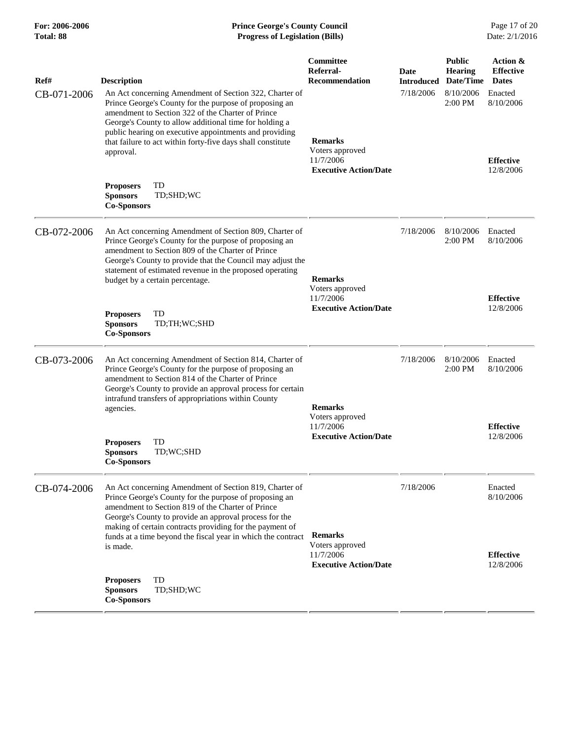| Ref# | Description | Committee Referral-Recommendation | Date Introduced | Public Hearing Date/Time | Action & Effective Dates |
|---|---|---|---|---|---|
| CB-071-2006 | An Act concerning Amendment of Section 322, Charter of Prince George's County for the purpose of proposing an amendment to Section 322 of the Charter of Prince George's County to allow additional time for holding a public hearing on executive appointments and providing that failure to act within forty-five days shall constitute approval.<br><br>**Proposers** TD<br>**Sponsors** TD;SHD;WC<br>**Co-Sponsors** | **Remarks**<br>Voters approved 11/7/2006<br>**Executive Action/Date** | 7/18/2006 | 8/10/2006 2:00 PM | Enacted 8/10/2006<br><br>**Effective** 12/8/2006 |
| CB-072-2006 | An Act concerning Amendment of Section 809, Charter of Prince George's County for the purpose of proposing an amendment to Section 809 of the Charter of Prince George's County to provide that the Council may adjust the statement of estimated revenue in the proposed operating budget by a certain percentage.<br><br>**Proposers** TD<br>**Sponsors** TD;TH;WC;SHD<br>**Co-Sponsors** | **Remarks**<br>Voters approved 11/7/2006<br>**Executive Action/Date** | 7/18/2006 | 8/10/2006 2:00 PM | Enacted 8/10/2006<br><br>**Effective** 12/8/2006 |
| CB-073-2006 | An Act concerning Amendment of Section 814, Charter of Prince George's County for the purpose of proposing an amendment to Section 814 of the Charter of Prince George's County to provide an approval process for certain intrafund transfers of appropriations within County agencies.<br><br>**Proposers** TD<br>**Sponsors** TD;WC;SHD<br>**Co-Sponsors** | **Remarks**<br>Voters approved 11/7/2006<br>**Executive Action/Date** | 7/18/2006 | 8/10/2006 2:00 PM | Enacted 8/10/2006<br><br>**Effective** 12/8/2006 |
| CB-074-2006 | An Act concerning Amendment of Section 819, Charter of Prince George's County for the purpose of proposing an amendment to Section 819 of the Charter of Prince George's County to provide an approval process for the making of certain contracts providing for the payment of funds at a time beyond the fiscal year in which the contract is made.<br><br>**Proposers** TD<br>**Sponsors** TD;SHD;WC<br>**Co-Sponsors** | **Remarks**<br>Voters approved 11/7/2006<br>**Executive Action/Date** | 7/18/2006 | | Enacted 8/10/2006<br><br>**Effective** 12/8/2006 |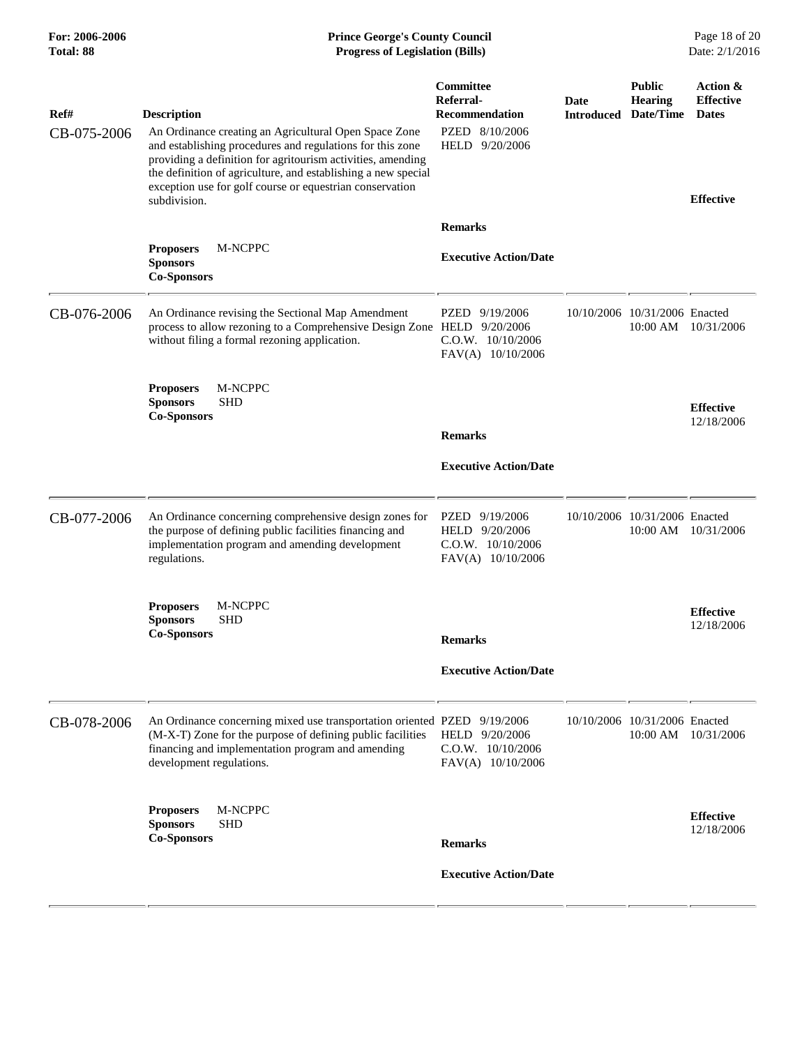| Ref# | Description | Committee Referral-Recommendation | Date Introduced | Public Hearing Date/Time | Action & Effective Dates |
|---|---|---|---|---|---|
| CB-075-2006 | An Ordinance creating an Agricultural Open Space Zone and establishing procedures and regulations for this zone providing a definition for agritourism activities, amending the definition of agriculture, and establishing a new special exception use for golf course or equestrian conservation subdivision.<br><br>**Proposers** M-NCPPC<br>**Sponsors**<br>**Co-Sponsors** | PZED 8/10/2006<br>HELD 9/20/2006<br><br>**Remarks**<br><br>**Executive Action/Date** | | | **Effective** |
| CB-076-2006 | An Ordinance revising the Sectional Map Amendment process to allow rezoning to a Comprehensive Design Zone without filing a formal rezoning application.<br><br>**Proposers** M-NCPPC<br>**Sponsors** SHD<br>**Co-Sponsors** | PZED 9/19/2006<br>HELD 9/20/2006<br>C.O.W. 10/10/2006<br>FAV(A) 10/10/2006<br><br>**Remarks**<br><br>**Executive Action/Date** | 10/10/2006 | 10/31/2006 10:00 AM | Enacted 10/31/2006<br><br>**Effective** 12/18/2006 |
| CB-077-2006 | An Ordinance concerning comprehensive design zones for the purpose of defining public facilities financing and implementation program and amending development regulations.<br><br>**Proposers** M-NCPPC<br>**Sponsors** SHD<br>**Co-Sponsors** | PZED 9/19/2006<br>HELD 9/20/2006<br>C.O.W. 10/10/2006<br>FAV(A) 10/10/2006<br><br>**Remarks**<br><br>**Executive Action/Date** | 10/10/2006 | 10/31/2006 10:00 AM | Enacted 10/31/2006<br><br>**Effective** 12/18/2006 |
| CB-078-2006 | An Ordinance concerning mixed use transportation oriented (M-X-T) Zone for the purpose of defining public facilities financing and implementation program and amending development regulations.<br><br>**Proposers** M-NCPPC<br>**Sponsors** SHD<br>**Co-Sponsors** | PZED 9/19/2006<br>HELD 9/20/2006<br>C.O.W. 10/10/2006<br>FAV(A) 10/10/2006<br><br>**Remarks**<br><br>**Executive Action/Date** | 10/10/2006 | 10/31/2006 10:00 AM | Enacted 10/31/2006<br><br>**Effective** 12/18/2006 |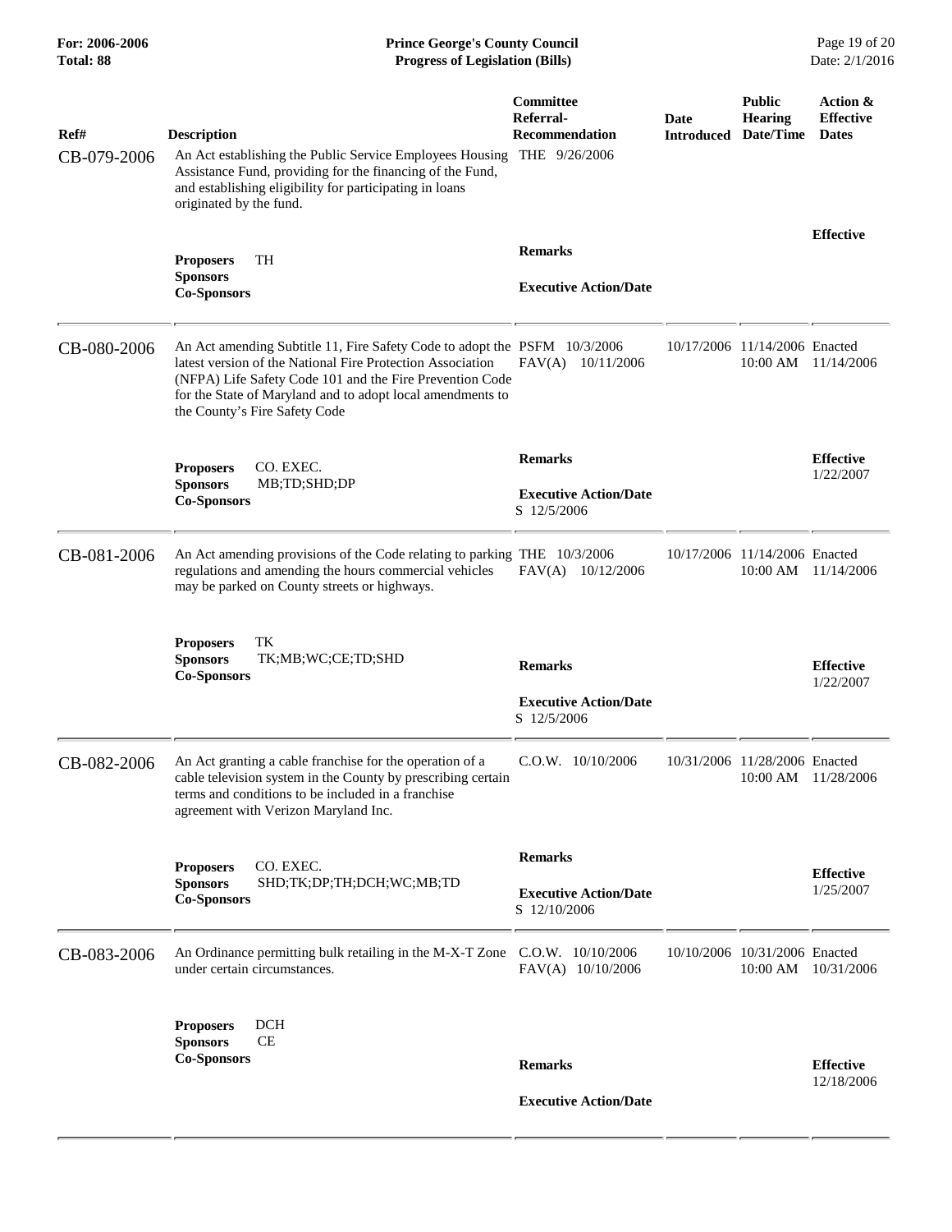| Ref# | Description | Committee Referral-Recommendation | Date Introduced | Public Hearing Date/Time | Action & Effective Dates |
|---|---|---|---|---|---|
| CB-079-2006 | An Act establishing the Public Service Employees Housing Assistance Fund, providing for the financing of the Fund, and establishing eligibility for participating in loans originated by the fund. | THE 9/26/2006 | | | |
| | **Proposers** TH<br>**Sponsors**<br>**Co-Sponsors** | **Remarks**<br><br>**Executive Action/Date** | | | **Effective** |
| CB-080-2006 | An Act amending Subtitle 11, Fire Safety Code to adopt the latest version of the National Fire Protection Association (NFPA) Life Safety Code 101 and the Fire Prevention Code for the State of Maryland and to adopt local amendments to the County's Fire Safety Code | PSFM 10/3/2006<br>FAV(A) 10/11/2006 | 10/17/2006 | 11/14/2006 10:00 AM | Enacted 11/14/2006 |
| | **Proposers** CO. EXEC.<br>**Sponsors** MB;TD;SHD;DP<br>**Co-Sponsors** | **Remarks**<br><br>**Executive Action/Date**<br>S 12/5/2006 | | | **Effective** 1/22/2007 |
| CB-081-2006 | An Act amending provisions of the Code relating to parking regulations and amending the hours commercial vehicles may be parked on County streets or highways. | THE 10/3/2006<br>FAV(A) 10/12/2006 | 10/17/2006 | 11/14/2006 10:00 AM | Enacted 11/14/2006 |
| | **Proposers** TK<br>**Sponsors** TK;MB;WC;CE;TD;SHD<br>**Co-Sponsors** | **Remarks**<br><br>**Executive Action/Date**<br>S 12/5/2006 | | | **Effective** 1/22/2007 |
| CB-082-2006 | An Act granting a cable franchise for the operation of a cable television system in the County by prescribing certain terms and conditions to be included in a franchise agreement with Verizon Maryland Inc. | C.O.W. 10/10/2006 | 10/31/2006 | 11/28/2006 10:00 AM | Enacted 11/28/2006 |
| | **Proposers** CO. EXEC.<br>**Sponsors** SHD;TK;DP;TH;DCH;WC;MB;TD<br>**Co-Sponsors** | **Remarks**<br><br>**Executive Action/Date**<br>S 12/10/2006 | | | **Effective** 1/25/2007 |
| CB-083-2006 | An Ordinance permitting bulk retailing in the M-X-T Zone under certain circumstances. | C.O.W. 10/10/2006<br>FAV(A) 10/10/2006 | 10/10/2006 | 10/31/2006 10:00 AM | Enacted 10/31/2006 |
| | **Proposers** DCH<br>**Sponsors** CE<br>**Co-Sponsors** | **Remarks**<br><br>**Executive Action/Date** | | | **Effective** 12/18/2006 |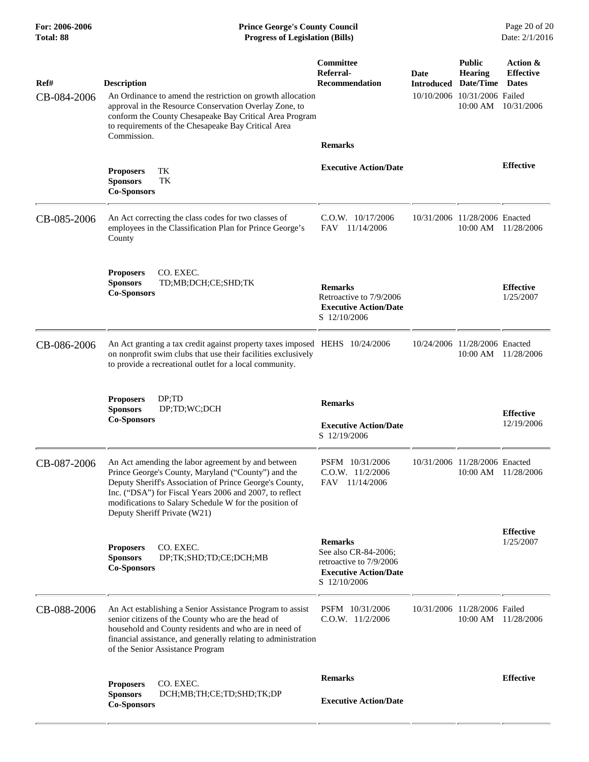| Ref# | Description | Committee Referral-Recommendation | Date Introduced | Public Hearing Date/Time | Action & Effective Dates |
|---|---|---|---|---|---|
| CB-084-2006 | An Ordinance to amend the restriction on growth allocation approval in the Resource Conservation Overlay Zone, to conform the County Chesapeake Bay Critical Area Program to requirements of the Chesapeake Bay Critical Area Commission. | | 10/10/2006 | 10/31/2006 10:00 AM | Failed 10/31/2006 |
| | **Proposers** TK **Sponsors** TK **Co-Sponsors** | **Remarks** **Executive Action/Date** | | | **Effective** |
| CB-085-2006 | An Act correcting the class codes for two classes of employees in the Classification Plan for Prince George's County | C.O.W. 10/17/2006 FAV 11/14/2006 | 10/31/2006 | 11/28/2006 10:00 AM | Enacted 11/28/2006 |
| | **Proposers** CO. EXEC. **Sponsors** TD;MB;DCH;CE;SHD;TK **Co-Sponsors** | **Remarks** Retroactive to 7/9/2006 **Executive Action/Date** S 12/10/2006 | | | **Effective** 1/25/2007 |
| CB-086-2006 | An Act granting a tax credit against property taxes imposed on nonprofit swim clubs that use their facilities exclusively to provide a recreational outlet for a local community. | HEHS 10/24/2006 | 10/24/2006 | 11/28/2006 10:00 AM | Enacted 11/28/2006 |
| | **Proposers** DP;TD **Sponsors** DP;TD;WC;DCH **Co-Sponsors** | **Remarks** **Executive Action/Date** S 12/19/2006 | | | **Effective** 12/19/2006 |
| CB-087-2006 | An Act amending the labor agreement by and between Prince George's County, Maryland ("County") and the Deputy Sheriff's Association of Prince George's County, Inc. ("DSA") for Fiscal Years 2006 and 2007, to reflect modifications to Salary Schedule W for the position of Deputy Sheriff Private (W21) | PSFM 10/31/2006 C.O.W. 11/2/2006 FAV 11/14/2006 | 10/31/2006 | 11/28/2006 10:00 AM | Enacted 11/28/2006 |
| | **Proposers** CO. EXEC. **Sponsors** DP;TK;SHD;TD;CE;DCH;MB **Co-Sponsors** | **Remarks** See also CR-84-2006; retroactive to 7/9/2006 **Executive Action/Date** S 12/10/2006 | | | **Effective** 1/25/2007 |
| CB-088-2006 | An Act establishing a Senior Assistance Program to assist senior citizens of the County who are the head of household and County residents and who are in need of financial assistance, and generally relating to administration of the Senior Assistance Program | PSFM 10/31/2006 C.O.W. 11/2/2006 | 10/31/2006 | 11/28/2006 10:00 AM | Failed 11/28/2006 |
| | **Proposers** CO. EXEC. **Sponsors** DCH;MB;TH;CE;TD;SHD;TK;DP **Co-Sponsors** | **Remarks** **Executive Action/Date** | | | **Effective** |